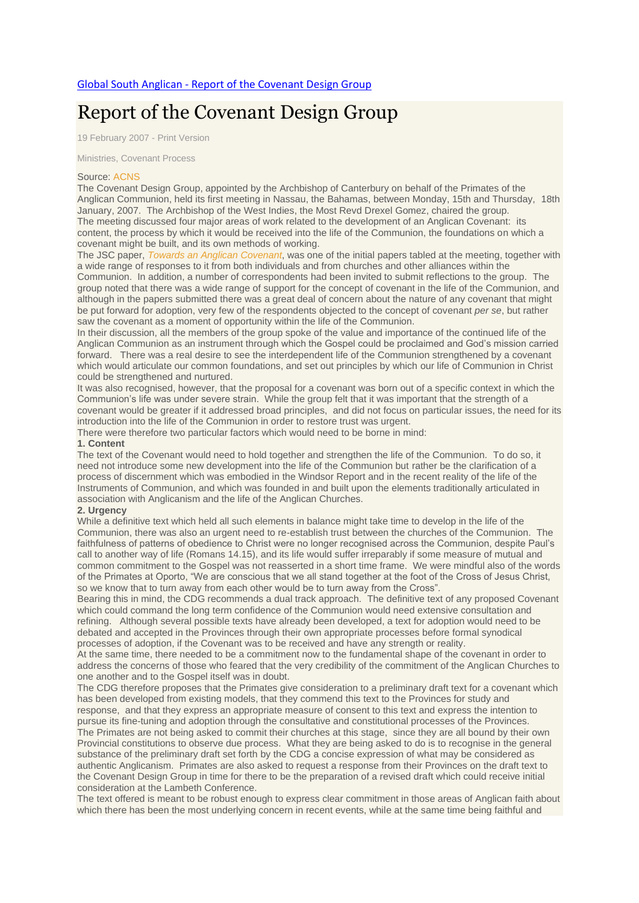[Global South Anglican - Report of the Covenant Design Group](#)

# Report of the Covenant Design Group

19 February 2007 - Print Version

Ministries, Covenant Process

Source: ACNS

The Covenant Design Group, appointed by the Archbishop of Canterbury on behalf of the Primates of the Anglican Communion, held its first meeting in Nassau, the Bahamas, between Monday, 15th and Thursday, 18th January, 2007. The Archbishop of the West Indies, the Most Revd Drexel Gomez, chaired the group.

The meeting discussed four major areas of work related to the development of an Anglican Covenant: its content, the process by which it would be received into the life of the Communion, the foundations on which a covenant might be built, and its own methods of working.

The JSC paper, *Towards an Anglican Covenant*, was one of the initial papers tabled at the meeting, together with a wide range of responses to it from both individuals and from churches and other alliances within the Communion. In addition, a number of correspondents had been invited to submit reflections to the group. The group noted that there was a wide range of support for the concept of covenant in the life of the Communion, and although in the papers submitted there was a great deal of concern about the nature of any covenant that might be put forward for adoption, very few of the respondents objected to the concept of covenant *per se*, but rather saw the covenant as a moment of opportunity within the life of the Communion.

In their discussion, all the members of the group spoke of the value and importance of the continued life of the Anglican Communion as an instrument through which the Gospel could be proclaimed and God's mission carried forward. There was a real desire to see the interdependent life of the Communion strengthened by a covenant which would articulate our common foundations, and set out principles by which our life of Communion in Christ could be strengthened and nurtured.

It was also recognised, however, that the proposal for a covenant was born out of a specific context in which the Communion's life was under severe strain. While the group felt that it was important that the strength of a covenant would be greater if it addressed broad principles, and did not focus on particular issues, the need for its introduction into the life of the Communion in order to restore trust was urgent.

There were therefore two particular factors which would need to be borne in mind:

**1. Content**

The text of the Covenant would need to hold together and strengthen the life of the Communion. To do so, it need not introduce some new development into the life of the Communion but rather be the clarification of a process of discernment which was embodied in the Windsor Report and in the recent reality of the life of the Instruments of Communion, and which was founded in and built upon the elements traditionally articulated in association with Anglicanism and the life of the Anglican Churches.

**2. Urgency**

While a definitive text which held all such elements in balance might take time to develop in the life of the Communion, there was also an urgent need to re-establish trust between the churches of the Communion. The faithfulness of patterns of obedience to Christ were no longer recognised across the Communion, despite Paul's call to another way of life (Romans 14.15), and its life would suffer irreparably if some measure of mutual and common commitment to the Gospel was not reasserted in a short time frame. We were mindful also of the words of the Primates at Oporto, "We are conscious that we all stand together at the foot of the Cross of Jesus Christ, so we know that to turn away from each other would be to turn away from the Cross".

Bearing this in mind, the CDG recommends a dual track approach. The definitive text of any proposed Covenant which could command the long term confidence of the Communion would need extensive consultation and refining. Although several possible texts have already been developed, a text for adoption would need to be debated and accepted in the Provinces through their own appropriate processes before formal synodical processes of adoption, if the Covenant was to be received and have any strength or reality.

At the same time, there needed to be a commitment now to the fundamental shape of the covenant in order to address the concerns of those who feared that the very credibility of the commitment of the Anglican Churches to one another and to the Gospel itself was in doubt.

The CDG therefore proposes that the Primates give consideration to a preliminary draft text for a covenant which has been developed from existing models, that they commend this text to the Provinces for study and response, and that they express an appropriate measure of consent to this text and express the intention to pursue its fine-tuning and adoption through the consultative and constitutional processes of the Provinces.

The Primates are not being asked to commit their churches at this stage, since they are all bound by their own Provincial constitutions to observe due process. What they are being asked to do is to recognise in the general substance of the preliminary draft set forth by the CDG a concise expression of what may be considered as authentic Anglicanism. Primates are also asked to request a response from their Provinces on the draft text to the Covenant Design Group in time for there to be the preparation of a revised draft which could receive initial consideration at the Lambeth Conference.

The text offered is meant to be robust enough to express clear commitment in those areas of Anglican faith about which there has been the most underlying concern in recent events, while at the same time being faithful and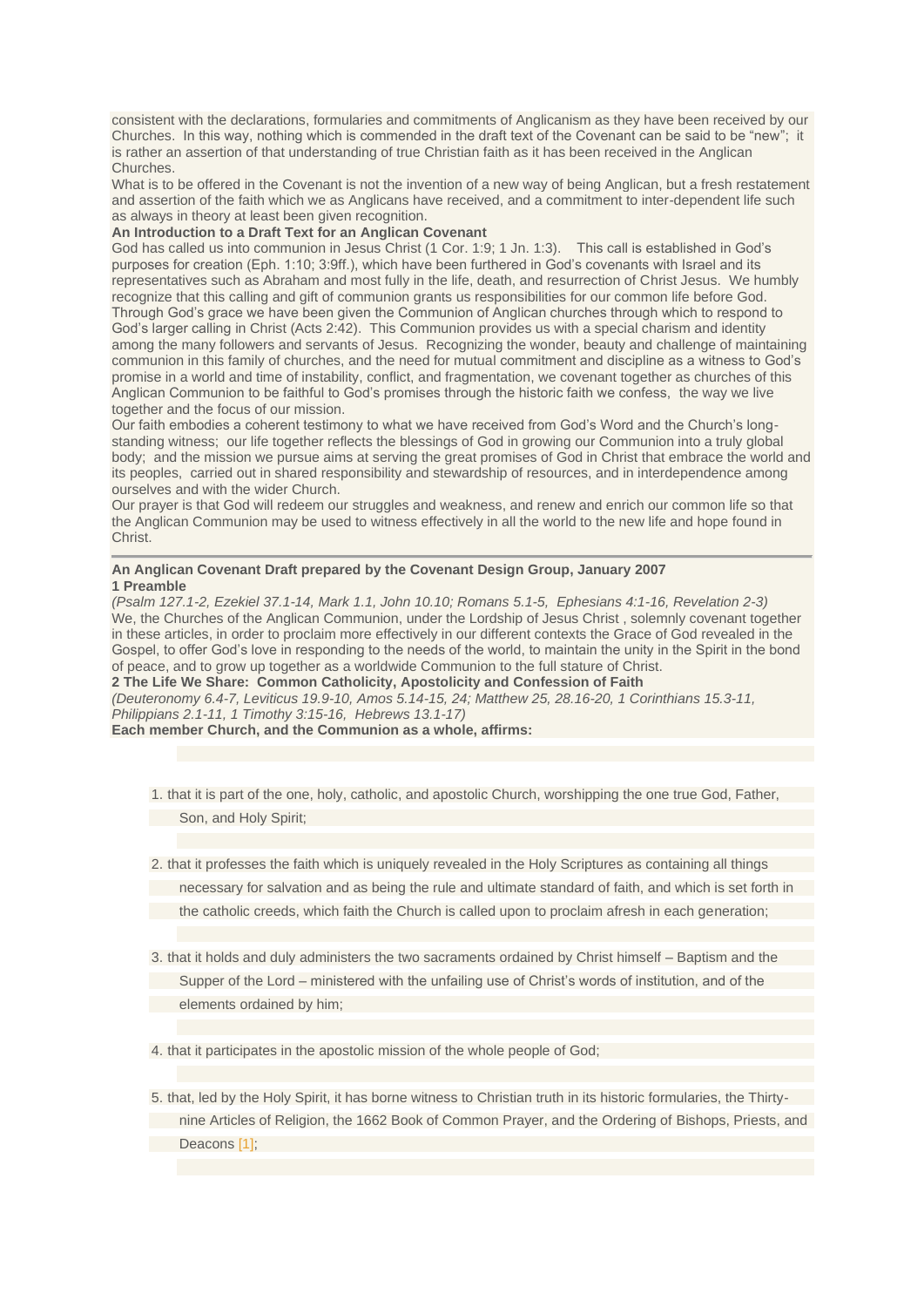consistent with the declarations, formularies and commitments of Anglicanism as they have been received by our Churches. In this way, nothing which is commended in the draft text of the Covenant can be said to be "new"; it is rather an assertion of that understanding of true Christian faith as it has been received in the Anglican Churches.

What is to be offered in the Covenant is not the invention of a new way of being Anglican, but a fresh restatement and assertion of the faith which we as Anglicans have received, and a commitment to inter-dependent life such as always in theory at least been given recognition.

**An Introduction to a Draft Text for an Anglican Covenant**

God has called us into communion in Jesus Christ (1 Cor. 1:9; 1 Jn. 1:3). This call is established in God's purposes for creation (Eph. 1:10; 3:9ff.), which have been furthered in God's covenants with Israel and its representatives such as Abraham and most fully in the life, death, and resurrection of Christ Jesus. We humbly recognize that this calling and gift of communion grants us responsibilities for our common life before God.

Through God's grace we have been given the Communion of Anglican churches through which to respond to God's larger calling in Christ (Acts 2:42). This Communion provides us with a special charism and identity among the many followers and servants of Jesus. Recognizing the wonder, beauty and challenge of maintaining communion in this family of churches, and the need for mutual commitment and discipline as a witness to God's promise in a world and time of instability, conflict, and fragmentation, we covenant together as churches of this Anglican Communion to be faithful to God's promises through the historic faith we confess, the way we live together and the focus of our mission.

Our faith embodies a coherent testimony to what we have received from God's Word and the Church's long-standing witness; our life together reflects the blessings of God in growing our Communion into a truly global body; and the mission we pursue aims at serving the great promises of God in Christ that embrace the world and its peoples, carried out in shared responsibility and stewardship of resources, and in interdependence among ourselves and with the wider Church.

Our prayer is that God will redeem our struggles and weakness, and renew and enrich our common life so that the Anglican Communion may be used to witness effectively in all the world to the new life and hope found in Christ.

---

**An Anglican Covenant Draft prepared by the Covenant Design Group, January 2007**

**1 Preamble**

*(Psalm 127.1-2, Ezekiel 37.1-14, Mark 1.1, John 10.10; Romans 5.1-5, Ephesians 4:1-16, Revelation 2-3)*

We, the Churches of the Anglican Communion, under the Lordship of Jesus Christ , solemnly covenant together in these articles, in order to proclaim more effectively in our different contexts the Grace of God revealed in the Gospel, to offer God's love in responding to the needs of the world, to maintain the unity in the Spirit in the bond of peace, and to grow up together as a worldwide Communion to the full stature of Christ.

**2 The Life We Share: Common Catholicity, Apostolicity and Confession of Faith**

*(Deuteronomy 6.4-7, Leviticus 19.9-10, Amos 5.14-15, 24; Matthew 25, 28.16-20, 1 Corinthians 15.3-11, Philippians 2.1-11, 1 Timothy 3:15-16, Hebrews 13.1-17)*

**Each member Church, and the Communion as a whole, affirms:**

1. that it is part of the one, holy, catholic, and apostolic Church, worshipping the one true God, Father, Son, and Holy Spirit;
2. that it professes the faith which is uniquely revealed in the Holy Scriptures as containing all things necessary for salvation and as being the rule and ultimate standard of faith, and which is set forth in the catholic creeds, which faith the Church is called upon to proclaim afresh in each generation;
3. that it holds and duly administers the two sacraments ordained by Christ himself – Baptism and the Supper of the Lord – ministered with the unfailing use of Christ's words of institution, and of the elements ordained by him;
4. that it participates in the apostolic mission of the whole people of God;
5. that, led by the Holy Spirit, it has borne witness to Christian truth in its historic formularies, the Thirty-nine Articles of Religion, the 1662 Book of Common Prayer, and the Ordering of Bishops, Priests, and Deacons [1];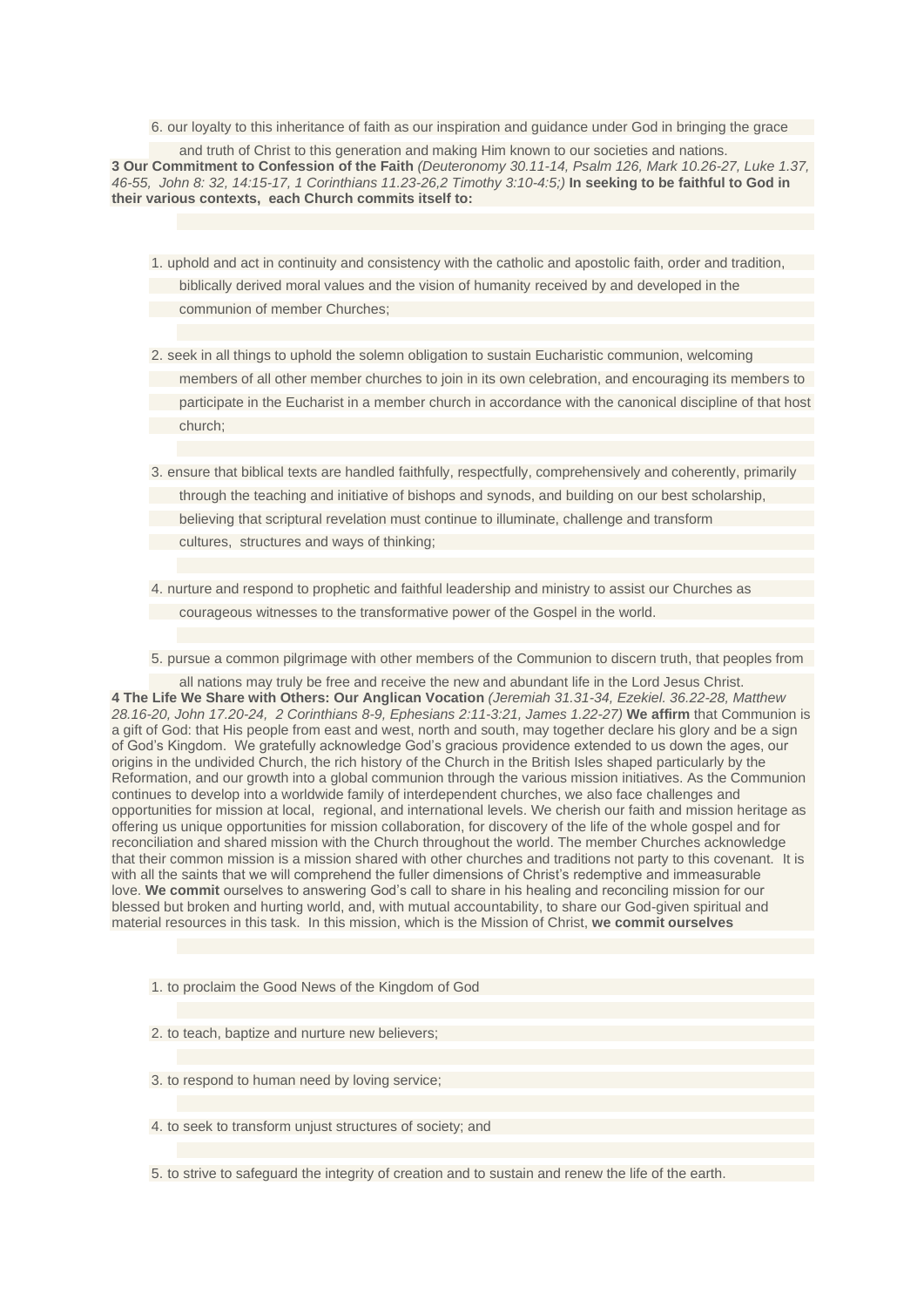6. our loyalty to this inheritance of faith as our inspiration and guidance under God in bringing the grace and truth of Christ to this generation and making Him known to our societies and nations.

**3 Our Commitment to Confession of the Faith** *(Deuteronomy 30.11-14, Psalm 126, Mark 10.26-27, Luke 1.37, 46-55, John 8: 32, 14:15-17, 1 Corinthians 11.23-26,2 Timothy 3:10-4:5;)* **In seeking to be faithful to God in their various contexts, each Church commits itself to:**

1. uphold and act in continuity and consistency with the catholic and apostolic faith, order and tradition, biblically derived moral values and the vision of humanity received by and developed in the communion of member Churches;

2. seek in all things to uphold the solemn obligation to sustain Eucharistic communion, welcoming members of all other member churches to join in its own celebration, and encouraging its members to participate in the Eucharist in a member church in accordance with the canonical discipline of that host church;

3. ensure that biblical texts are handled faithfully, respectfully, comprehensively and coherently, primarily through the teaching and initiative of bishops and synods, and building on our best scholarship, believing that scriptural revelation must continue to illuminate, challenge and transform cultures, structures and ways of thinking;

4. nurture and respond to prophetic and faithful leadership and ministry to assist our Churches as courageous witnesses to the transformative power of the Gospel in the world.

5. pursue a common pilgrimage with other members of the Communion to discern truth, that peoples from all nations may truly be free and receive the new and abundant life in the Lord Jesus Christ.

**4 The Life We Share with Others: Our Anglican Vocation** *(Jeremiah 31.31-34, Ezekiel. 36.22-28, Matthew 28.16-20, John 17.20-24, 2 Corinthians 8-9, Ephesians 2:11-3:21, James 1.22-27)* **We affirm** that Communion is a gift of God: that His people from east and west, north and south, may together declare his glory and be a sign of God's Kingdom. We gratefully acknowledge God's gracious providence extended to us down the ages, our origins in the undivided Church, the rich history of the Church in the British Isles shaped particularly by the Reformation, and our growth into a global communion through the various mission initiatives. As the Communion continues to develop into a worldwide family of interdependent churches, we also face challenges and opportunities for mission at local, regional, and international levels. We cherish our faith and mission heritage as offering us unique opportunities for mission collaboration, for discovery of the life of the whole gospel and for reconciliation and shared mission with the Church throughout the world. The member Churches acknowledge that their common mission is a mission shared with other churches and traditions not party to this covenant. It is with all the saints that we will comprehend the fuller dimensions of Christ's redemptive and immeasurable love. **We commit** ourselves to answering God's call to share in his healing and reconciling mission for our blessed but broken and hurting world, and, with mutual accountability, to share our God-given spiritual and material resources in this task. In this mission, which is the Mission of Christ, **we commit ourselves**

1. to proclaim the Good News of the Kingdom of God

2. to teach, baptize and nurture new believers;

3. to respond to human need by loving service;

4. to seek to transform unjust structures of society; and

5. to strive to safeguard the integrity of creation and to sustain and renew the life of the earth.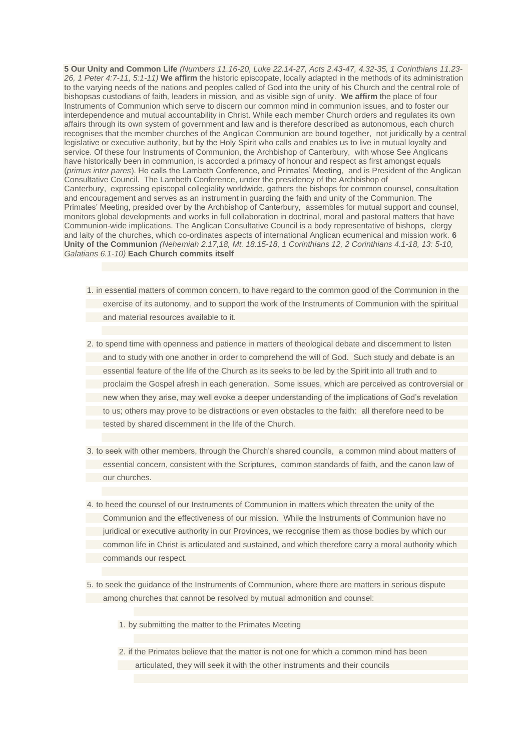**5 Our Unity and Common Life** *(Numbers 11.16-20, Luke 22.14-27, Acts 2.43-47, 4.32-35, 1 Corinthians 11.23-26, 1 Peter 4:7-11, 5:1-11)* **We affirm** the historic episcopate, locally adapted in the methods of its administration to the varying needs of the nations and peoples called of God into the unity of his Church and the central role of bishopsas custodians of faith, leaders in mission, and as visible sign of unity. **We affirm** the place of four Instruments of Communion which serve to discern our common mind in communion issues, and to foster our interdependence and mutual accountability in Christ. While each member Church orders and regulates its own affairs through its own system of government and law and is therefore described as autonomous, each church recognises that the member churches of the Anglican Communion are bound together, not juridically by a central legislative or executive authority, but by the Holy Spirit who calls and enables us to live in mutual loyalty and service. Of these four Instruments of Communion, the Archbishop of Canterbury, with whose See Anglicans have historically been in communion, is accorded a primacy of honour and respect as first amongst equals (*primus inter pares*). He calls the Lambeth Conference, and Primates' Meeting, and is President of the Anglican Consultative Council. The Lambeth Conference, under the presidency of the Archbishop of Canterbury, expressing episcopal collegiality worldwide, gathers the bishops for common counsel, consultation and encouragement and serves as an instrument in guarding the faith and unity of the Communion. The Primates' Meeting, presided over by the Archbishop of Canterbury, assembles for mutual support and counsel, monitors global developments and works in full collaboration in doctrinal, moral and pastoral matters that have Communion-wide implications. The Anglican Consultative Council is a body representative of bishops, clergy and laity of the churches, which co-ordinates aspects of international Anglican ecumenical and mission work. **6 Unity of the Communion** *(Nehemiah 2.17,18, Mt. 18.15-18, 1 Corinthians 12, 2 Corinthians 4.1-18, 13: 5-10, Galatians 6.1-10)* **Each Church commits itself**

1. in essential matters of common concern, to have regard to the common good of the Communion in the exercise of its autonomy, and to support the work of the Instruments of Communion with the spiritual and material resources available to it.

2. to spend time with openness and patience in matters of theological debate and discernment to listen and to study with one another in order to comprehend the will of God. Such study and debate is an essential feature of the life of the Church as its seeks to be led by the Spirit into all truth and to proclaim the Gospel afresh in each generation. Some issues, which are perceived as controversial or new when they arise, may well evoke a deeper understanding of the implications of God's revelation to us; others may prove to be distractions or even obstacles to the faith: all therefore need to be tested by shared discernment in the life of the Church.

3. to seek with other members, through the Church's shared councils, a common mind about matters of essential concern, consistent with the Scriptures, common standards of faith, and the canon law of our churches.

4. to heed the counsel of our Instruments of Communion in matters which threaten the unity of the Communion and the effectiveness of our mission. While the Instruments of Communion have no juridical or executive authority in our Provinces, we recognise them as those bodies by which our common life in Christ is articulated and sustained, and which therefore carry a moral authority which commands our respect.

5. to seek the guidance of the Instruments of Communion, where there are matters in serious dispute among churches that cannot be resolved by mutual admonition and counsel:

    1. by submitting the matter to the Primates Meeting

    2. if the Primates believe that the matter is not one for which a common mind has been articulated, they will seek it with the other instruments and their councils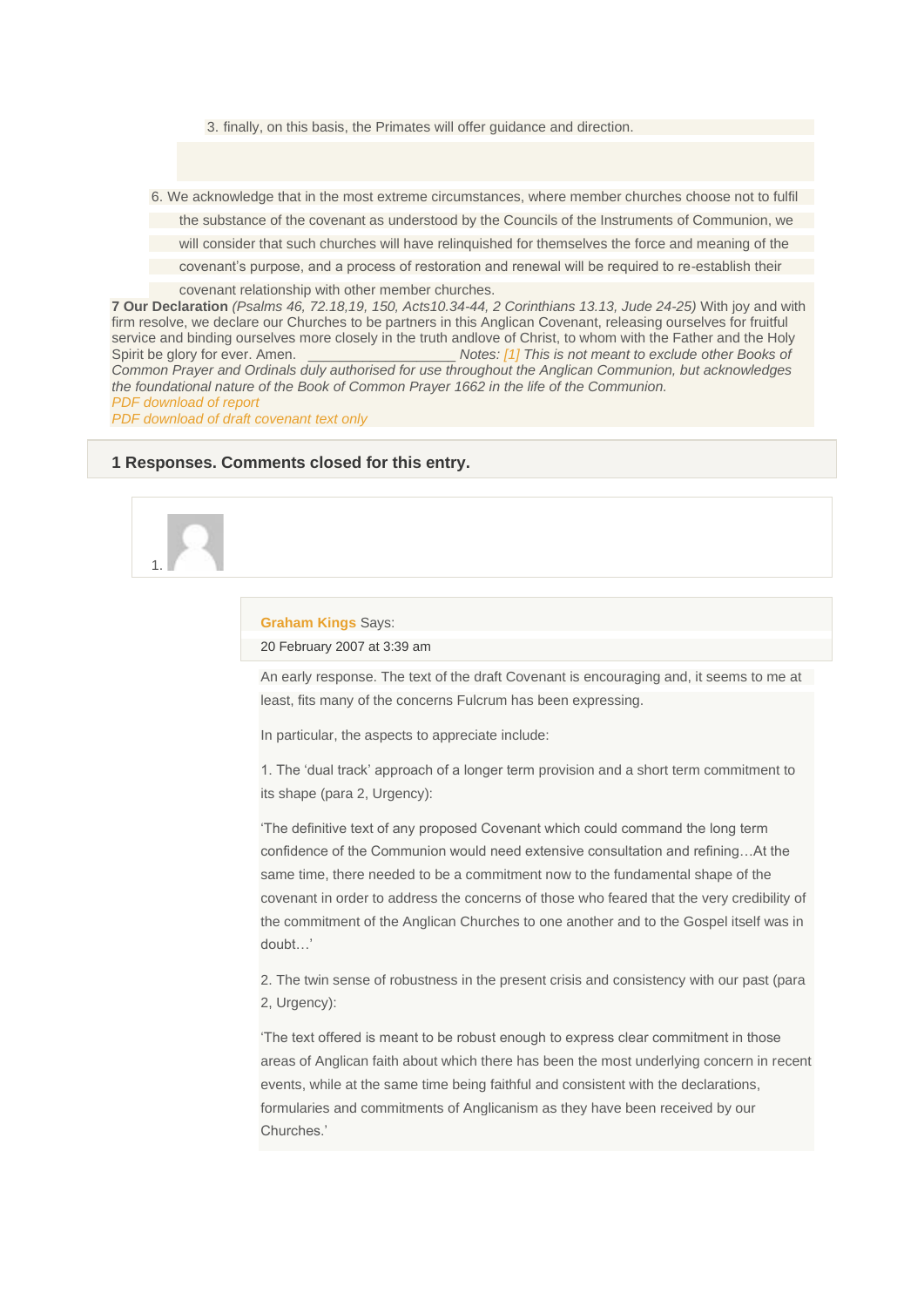3. finally, on this basis, the Primates will offer guidance and direction.

6. We acknowledge that in the most extreme circumstances, where member churches choose not to fulfil the substance of the covenant as understood by the Councils of the Instruments of Communion, we will consider that such churches will have relinquished for themselves the force and meaning of the covenant's purpose, and a process of restoration and renewal will be required to re-establish their covenant relationship with other member churches.

**7 Our Declaration** *(Psalms 46, 72.18,19, 150, Acts10.34-44, 2 Corinthians 13.13, Jude 24-25)* With joy and with firm resolve, we declare our Churches to be partners in this Anglican Covenant, releasing ourselves for fruitful service and binding ourselves more closely in the truth andlove of Christ, to whom with the Father and the Holy Spirit be glory for ever. Amen. ___________________ *Notes: [1] This is not meant to exclude other Books of Common Prayer and Ordinals duly authorised for use throughout the Anglican Communion, but acknowledges the foundational nature of the Book of Common Prayer 1662 in the life of the Communion.*

*PDF download of report*

*PDF download of draft covenant text only*

## 1 Responses. Comments closed for this entry.

1.

**Graham Kings** Says:

20 February 2007 at 3:39 am

An early response. The text of the draft Covenant is encouraging and, it seems to me at least, fits many of the concerns Fulcrum has been expressing.

In particular, the aspects to appreciate include:

1. The 'dual track' approach of a longer term provision and a short term commitment to its shape (para 2, Urgency):

'The definitive text of any proposed Covenant which could command the long term confidence of the Communion would need extensive consultation and refining…At the same time, there needed to be a commitment now to the fundamental shape of the covenant in order to address the concerns of those who feared that the very credibility of the commitment of the Anglican Churches to one another and to the Gospel itself was in doubt…'

2. The twin sense of robustness in the present crisis and consistency with our past (para 2, Urgency):

'The text offered is meant to be robust enough to express clear commitment in those areas of Anglican faith about which there has been the most underlying concern in recent events, while at the same time being faithful and consistent with the declarations, formularies and commitments of Anglicanism as they have been received by our Churches.'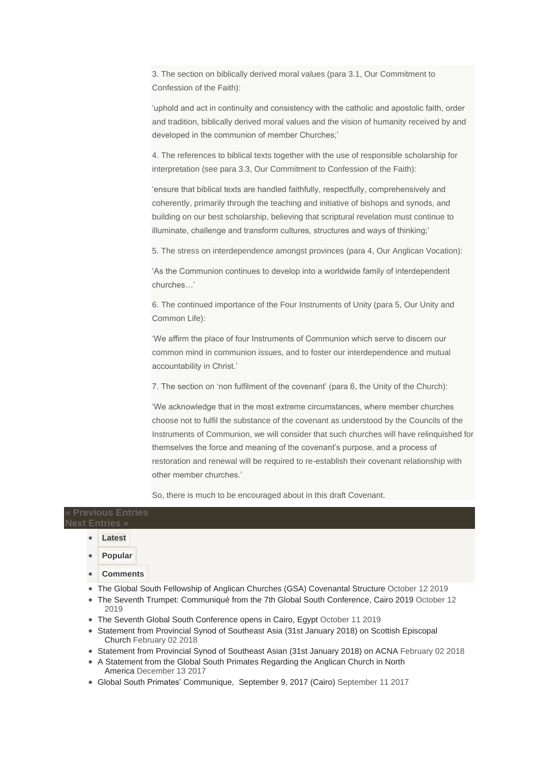3. The section on biblically derived moral values (para 3.1, Our Commitment to Confession of the Faith):

'uphold and act in continuity and consistency with the catholic and apostolic faith, order and tradition, biblically derived moral values and the vision of humanity received by and developed in the communion of member Churches;'

4. The references to biblical texts together with the use of responsible scholarship for interpretation (see para 3.3, Our Commitment to Confession of the Faith):

'ensure that biblical texts are handled faithfully, respectfully, comprehensively and coherently, primarily through the teaching and initiative of bishops and synods, and building on our best scholarship, believing that scriptural revelation must continue to illuminate, challenge and transform cultures, structures and ways of thinking;'

5. The stress on interdependence amongst provinces (para 4, Our Anglican Vocation):

'As the Communion continues to develop into a worldwide family of interdependent churches…'

6. The continued importance of the Four Instruments of Unity (para 5, Our Unity and Common Life):

'We affirm the place of four Instruments of Communion which serve to discern our common mind in communion issues, and to foster our interdependence and mutual accountability in Christ.'

7. The section on 'non fulfilment of the covenant' (para 6, the Unity of the Church):

'We acknowledge that in the most extreme circumstances, where member churches choose not to fulfil the substance of the covenant as understood by the Councils of the Instruments of Communion, we will consider that such churches will have relinquished for themselves the force and meaning of the covenant's purpose, and a process of restoration and renewal will be required to re-establish their covenant relationship with other member churches.'

So, there is much to be encouraged about in this draft Covenant.

**« Previous Entries**
**Next Entries »**

- **Latest**
- **Popular**
- **Comments**

- The Global South Fellowship of Anglican Churches (GSA) Covenantal Structure October 12 2019
- The Seventh Trumpet: Communiqué from the 7th Global South Conference, Cairo 2019 October 12 2019
- The Seventh Global South Conference opens in Cairo, Egypt October 11 2019
- Statement from Provincial Synod of Southeast Asia (31st January 2018) on Scottish Episcopal Church February 02 2018
- Statement from Provincial Synod of Southeast Asian (31st January 2018) on ACNA February 02 2018
- A Statement from the Global South Primates Regarding the Anglican Church in North America December 13 2017
- Global South Primates' Communique, September 9, 2017 (Cairo) September 11 2017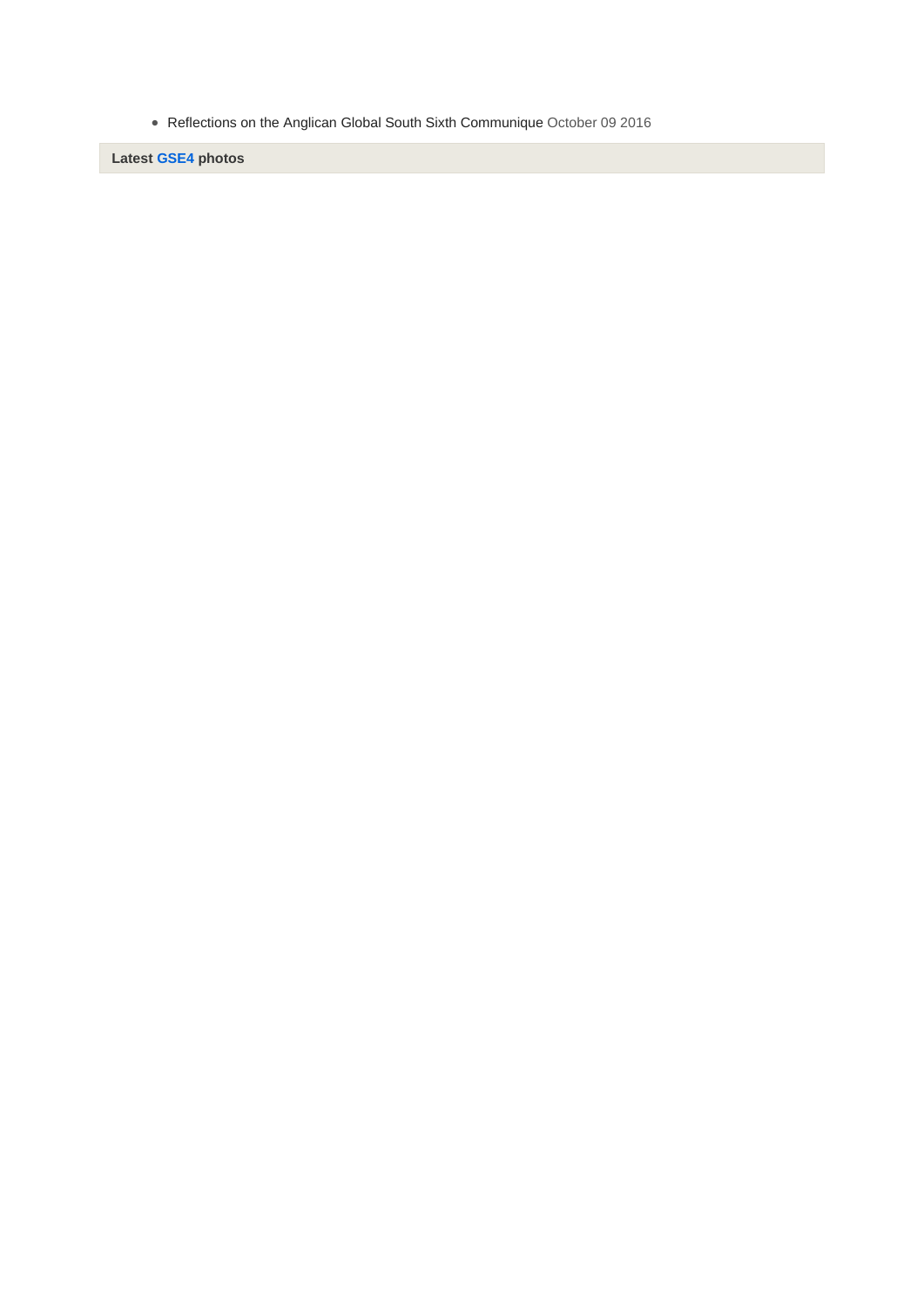- Reflections on the Anglican Global South Sixth Communique October 09 2016

**Latest GSE4 photos**